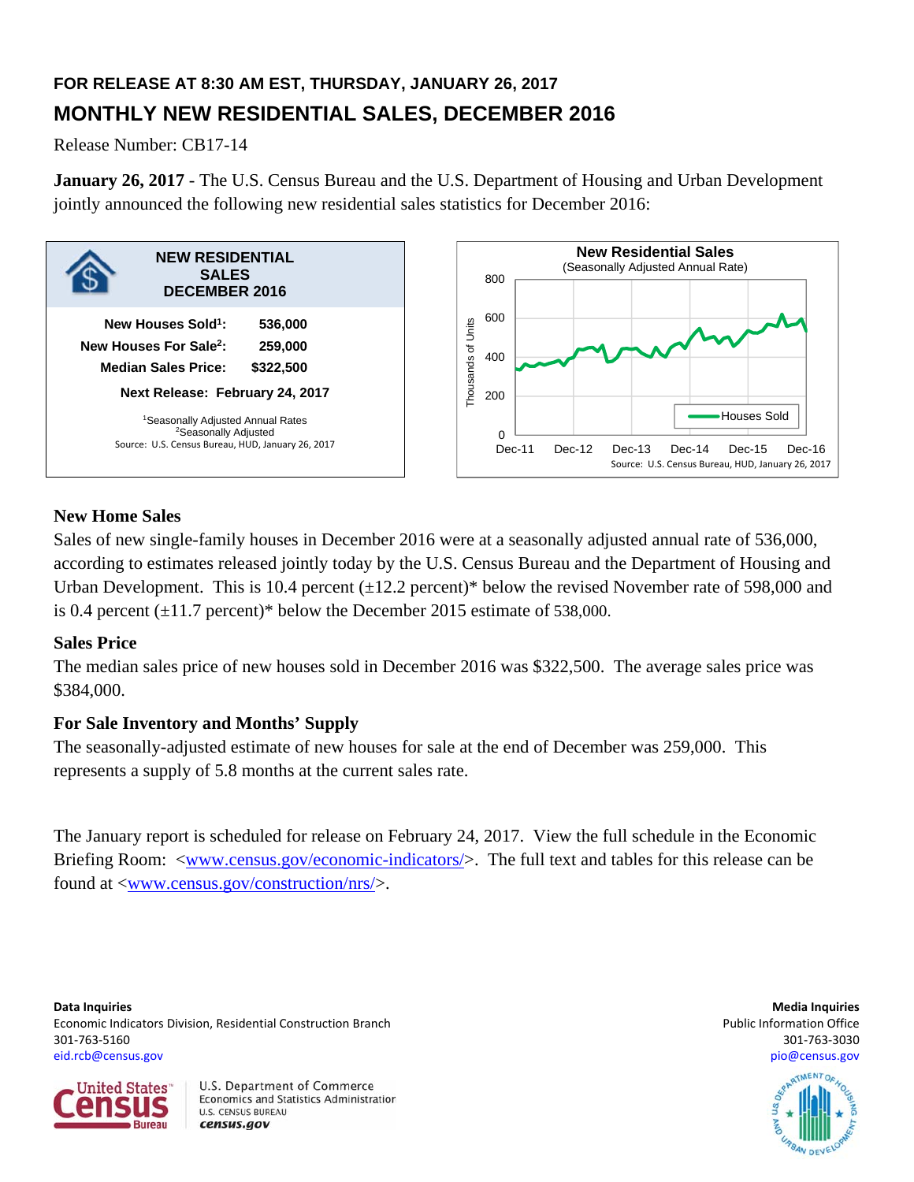**FOR RELEASE AT 8:30 AM EST, THURSDAY, JANUARY 26, 2017**

# MONTHLY NEW RESIDENTIAL SALES, DECEMBER 2016

Release Number: CB17-14

**January 26, 2017** - The U.S. Census Bureau and the U.S. Department of Housing and Urban Development jointly announced the following new residential sales statistics for December 2016:

**NEW RESIDENTIAL SALES DECEMBER 2016**

| | |
|---|---|
| **New Houses Sold[1]:** | **536,000** |
| **New Houses For Sale[2]:** | **259,000** |
| **Median Sales Price:** | **$322,500** |

**Next Release: February 24, 2017**

[1]Seasonally Adjusted Annual Rates
[2]Seasonally Adjusted
Source: U.S. Census Bureau, HUD, January 26, 2017

**New Residential Sales**
(Seasonally Adjusted Annual Rate)

Source: U.S. Census Bureau, HUD, January 26, 2017

## New Home Sales

Sales of new single-family houses in December 2016 were at a seasonally adjusted annual rate of 536,000, according to estimates released jointly today by the U.S. Census Bureau and the Department of Housing and Urban Development. This is 10.4 percent (±12.2 percent)* below the revised November rate of 598,000 and is 0.4 percent (±11.7 percent)* below the December 2015 estimate of 538,000.

## Sales Price

The median sales price of new houses sold in December 2016 was $322,500. The average sales price was $384,000.

## For Sale Inventory and Months' Supply

The seasonally-adjusted estimate of new houses for sale at the end of December was 259,000. This represents a supply of 5.8 months at the current sales rate.

The January report is scheduled for release on February 24, 2017. View the full schedule in the Economic Briefing Room: <www.census.gov/economic-indicators/>. The full text and tables for this release can be found at <www.census.gov/construction/nrs/>.

**Data Inquiries**
Economic Indicators Division, Residential Construction Branch
301-763-5160
eid.rcb@census.gov

**Media Inquiries**
Public Information Office
301-763-3030
pio@census.gov

U.S. Department of Commerce
Economics and Statistics Administration
U.S. CENSUS BUREAU
census.gov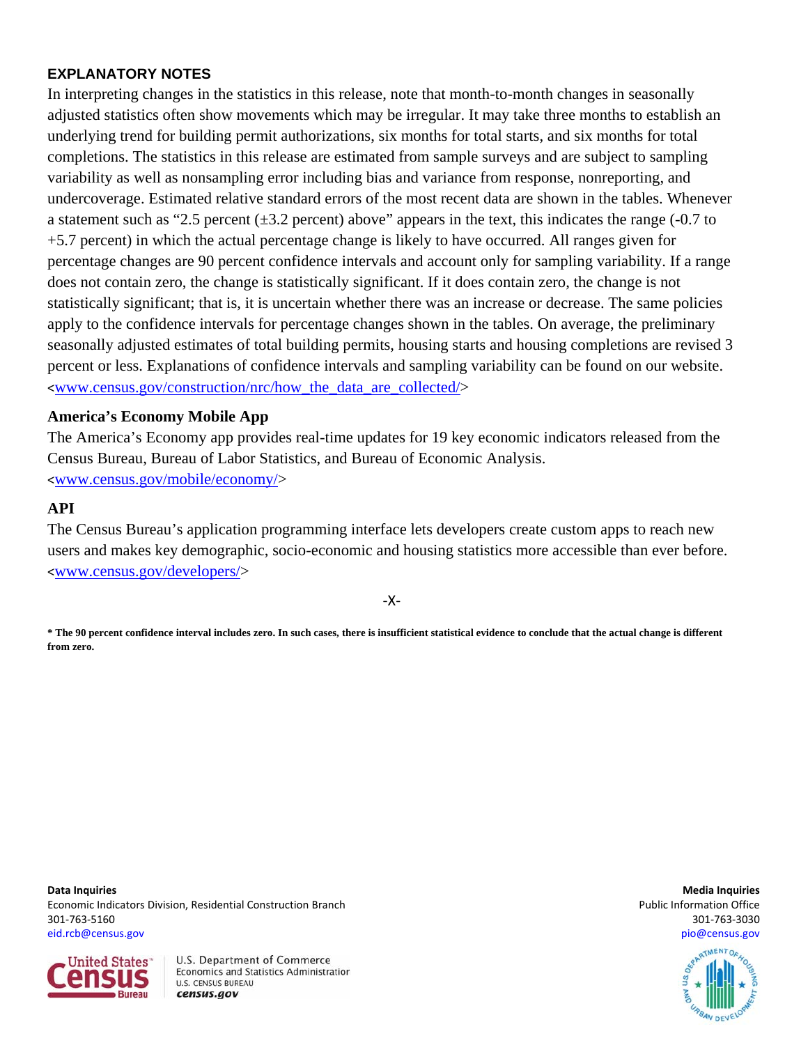## EXPLANATORY NOTES

In interpreting changes in the statistics in this release, note that month-to-month changes in seasonally adjusted statistics often show movements which may be irregular. It may take three months to establish an underlying trend for building permit authorizations, six months for total starts, and six months for total completions. The statistics in this release are estimated from sample surveys and are subject to sampling variability as well as nonsampling error including bias and variance from response, nonreporting, and undercoverage. Estimated relative standard errors of the most recent data are shown in the tables. Whenever a statement such as "2.5 percent (±3.2 percent) above" appears in the text, this indicates the range (-0.7 to +5.7 percent) in which the actual percentage change is likely to have occurred. All ranges given for percentage changes are 90 percent confidence intervals and account only for sampling variability. If a range does not contain zero, the change is statistically significant. If it does contain zero, the change is not statistically significant; that is, it is uncertain whether there was an increase or decrease. The same policies apply to the confidence intervals for percentage changes shown in the tables. On average, the preliminary seasonally adjusted estimates of total building permits, housing starts and housing completions are revised 3 percent or less. Explanations of confidence intervals and sampling variability can be found on our website. <www.census.gov/construction/nrc/how_the_data_are_collected/>

### America's Economy Mobile App

The America's Economy app provides real-time updates for 19 key economic indicators released from the Census Bureau, Bureau of Labor Statistics, and Bureau of Economic Analysis. <www.census.gov/mobile/economy/>

### API

The Census Bureau's application programming interface lets developers create custom apps to reach new users and makes key demographic, socio-economic and housing statistics more accessible than ever before. <www.census.gov/developers/>

-X-

**\* The 90 percent confidence interval includes zero. In such cases, there is insufficient statistical evidence to conclude that the actual change is different from zero.**

**Data Inquiries**
Economic Indicators Division, Residential Construction Branch
301-763-5160
eid.rcb@census.gov

**Media Inquiries**
Public Information Office
301-763-3030
pio@census.gov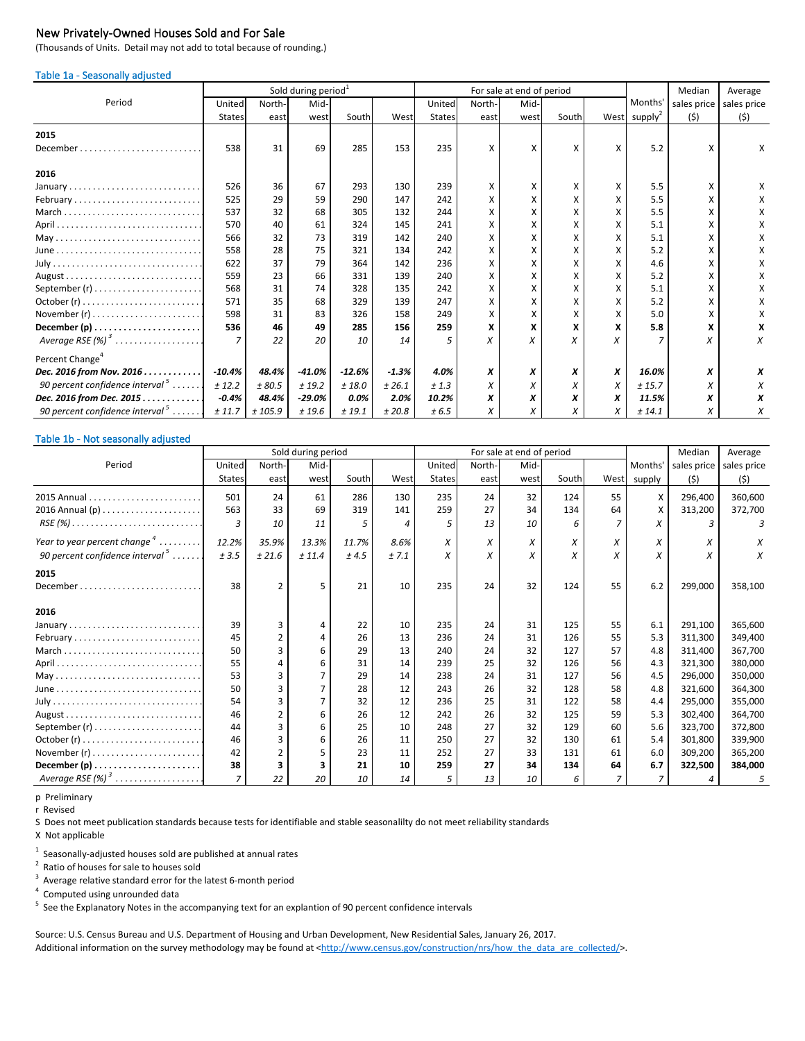## New Privately-Owned Houses Sold and For Sale

(Thousands of Units. Detail may not add to total because of rounding.)

### Table 1a - Seasonally adjusted

| Period | Sold during period[1] | | | | | For sale at end of period | | | | | Months' supply[2] | Median sales price ($) | Average sales price ($) |
|---|---|---|---|---|---|---|---|---|---|---|---|---|---|
| | United States | North-east | Mid-west | South | West | United States | North-east | Mid-west | South | West | | | |
| **2015** | | | | | | | | | | | | | |
| December | 538 | 31 | 69 | 285 | 153 | 235 | X | X | X | X | 5.2 | X | X |
| **2016** | | | | | | | | | | | | | |
| January | 526 | 36 | 67 | 293 | 130 | 239 | X | X | X | X | 5.5 | X | X |
| February | 525 | 29 | 59 | 290 | 147 | 242 | X | X | X | X | 5.5 | X | X |
| March | 537 | 32 | 68 | 305 | 132 | 244 | X | X | X | X | 5.5 | X | X |
| April | 570 | 40 | 61 | 324 | 145 | 241 | X | X | X | X | 5.1 | X | X |
| May | 566 | 32 | 73 | 319 | 142 | 240 | X | X | X | X | 5.1 | X | X |
| June | 558 | 28 | 75 | 321 | 134 | 242 | X | X | X | X | 5.2 | X | X |
| July | 622 | 37 | 79 | 364 | 142 | 236 | X | X | X | X | 4.6 | X | X |
| August | 559 | 23 | 66 | 331 | 139 | 240 | X | X | X | X | 5.2 | X | X |
| September (r) | 568 | 31 | 74 | 328 | 135 | 242 | X | X | X | X | 5.1 | X | X |
| October (r) | 571 | 35 | 68 | 329 | 139 | 247 | X | X | X | X | 5.2 | X | X |
| November (r) | 598 | 31 | 83 | 326 | 158 | 249 | X | X | X | X | 5.0 | X | X |
| **December (p)** | **536** | **46** | **49** | **285** | **156** | **259** | **X** | **X** | **X** | **X** | **5.8** | **X** | **X** |
| *Average RSE (%)[3]* | *7* | *22* | *20* | *10* | *14* | *5* | *X* | *X* | *X* | *X* | *7* | *X* | *X* |
| Percent Change[4] | | | | | | | | | | | | | |
| ***Dec. 2016 from Nov. 2016*** | ***-10.4%*** | ***48.4%*** | ***-41.0%*** | ***-12.6%*** | ***-1.3%*** | ***4.0%*** | ***X*** | ***X*** | ***X*** | ***X*** | ***16.0%*** | ***X*** | ***X*** |
| *90 percent confidence interval[5]* | *± 12.2* | *± 80.5* | *± 19.2* | *± 18.0* | *± 26.1* | *± 1.3* | *X* | *X* | *X* | *X* | *± 15.7* | *X* | *X* |
| ***Dec. 2016 from Dec. 2015*** | ***-0.4%*** | ***48.4%*** | ***-29.0%*** | ***0.0%*** | ***2.0%*** | ***10.2%*** | ***X*** | ***X*** | ***X*** | ***X*** | ***11.5%*** | ***X*** | ***X*** |
| *90 percent confidence interval[5]* | *± 11.7* | *± 105.9* | *± 19.6* | *± 19.1* | *± 20.8* | *± 6.5* | *X* | *X* | *X* | *X* | *± 14.1* | *X* | *X* |

### Table 1b - Not seasonally adjusted

| Period | Sold during period | | | | | For sale at end of period | | | | | Months' supply | Median sales price ($) | Average sales price ($) |
|---|---|---|---|---|---|---|---|---|---|---|---|---|---|
| | United States | North-east | Mid-west | South | West | United States | North-east | Mid-west | South | West | | | |
| 2015 Annual | 501 | 24 | 61 | 286 | 130 | 235 | 24 | 32 | 124 | 55 | X | 296,400 | 360,600 |
| 2016 Annual (p) | 563 | 33 | 69 | 319 | 141 | 259 | 27 | 34 | 134 | 64 | X | 313,200 | 372,700 |
| *RSE (%)* | *3* | *10* | *11* | *5* | *4* | *5* | *13* | *10* | *6* | *7* | *X* | *3* | *3* |
| *Year to year percent change[4]* | *12.2%* | *35.9%* | *13.3%* | *11.7%* | *8.6%* | *X* | *X* | *X* | *X* | *X* | *X* | *X* | *X* |
| *90 percent confidence interval[5]* | *± 3.5* | *± 21.6* | *± 11.4* | *± 4.5* | *± 7.1* | *X* | *X* | *X* | *X* | *X* | *X* | *X* | *X* |
| **2015** | | | | | | | | | | | | | |
| December | 38 | 2 | 5 | 21 | 10 | 235 | 24 | 32 | 124 | 55 | 6.2 | 299,000 | 358,100 |
| **2016** | | | | | | | | | | | | | |
| January | 39 | 3 | 4 | 22 | 10 | 235 | 24 | 31 | 125 | 55 | 6.1 | 291,100 | 365,600 |
| February | 45 | 2 | 4 | 26 | 13 | 236 | 24 | 31 | 126 | 55 | 5.3 | 311,300 | 349,400 |
| March | 50 | 3 | 6 | 29 | 13 | 240 | 24 | 32 | 127 | 57 | 4.8 | 311,400 | 367,700 |
| April | 55 | 4 | 6 | 31 | 14 | 239 | 25 | 32 | 126 | 56 | 4.3 | 321,300 | 380,000 |
| May | 53 | 3 | 7 | 29 | 14 | 238 | 24 | 31 | 127 | 56 | 4.5 | 296,000 | 350,000 |
| June | 50 | 3 | 7 | 28 | 12 | 243 | 26 | 32 | 128 | 58 | 4.8 | 321,600 | 364,300 |
| July | 54 | 3 | 7 | 32 | 12 | 236 | 25 | 31 | 122 | 58 | 4.4 | 295,000 | 355,000 |
| August | 46 | 2 | 6 | 26 | 12 | 242 | 26 | 32 | 125 | 59 | 5.3 | 302,400 | 364,700 |
| September (r) | 44 | 3 | 6 | 25 | 10 | 248 | 27 | 32 | 129 | 60 | 5.6 | 323,700 | 372,800 |
| October (r) | 46 | 3 | 6 | 26 | 11 | 250 | 27 | 32 | 130 | 61 | 5.4 | 301,800 | 339,900 |
| November (r) | 42 | 2 | 5 | 23 | 11 | 252 | 27 | 33 | 131 | 61 | 6.0 | 309,200 | 365,200 |
| **December (p)** | **38** | **3** | **3** | **21** | **10** | **259** | **27** | **34** | **134** | **64** | **6.7** | **322,500** | **384,000** |
| *Average RSE (%)[3]* | *7* | *22* | *20* | *10* | *14* | *5* | *13* | *10* | *6* | *7* | *7* | *4* | *5* |

p Preliminary
r Revised
S Does not meet publication standards because tests for identifiable and stable seasonalilty do not meet reliability standards
X Not applicable

[1] Seasonally-adjusted houses sold are published at annual rates
[2] Ratio of houses for sale to houses sold
[3] Average relative standard error for the latest 6-month period
[4] Computed using unrounded data
[5] See the Explanatory Notes in the accompanying text for an explantion of 90 percent confidence intervals

Source: U.S. Census Bureau and U.S. Department of Housing and Urban Development, New Residential Sales, January 26, 2017.
Additional information on the survey methodology may be found at <http://www.census.gov/construction/nrs/how_the_data_are_collected/>.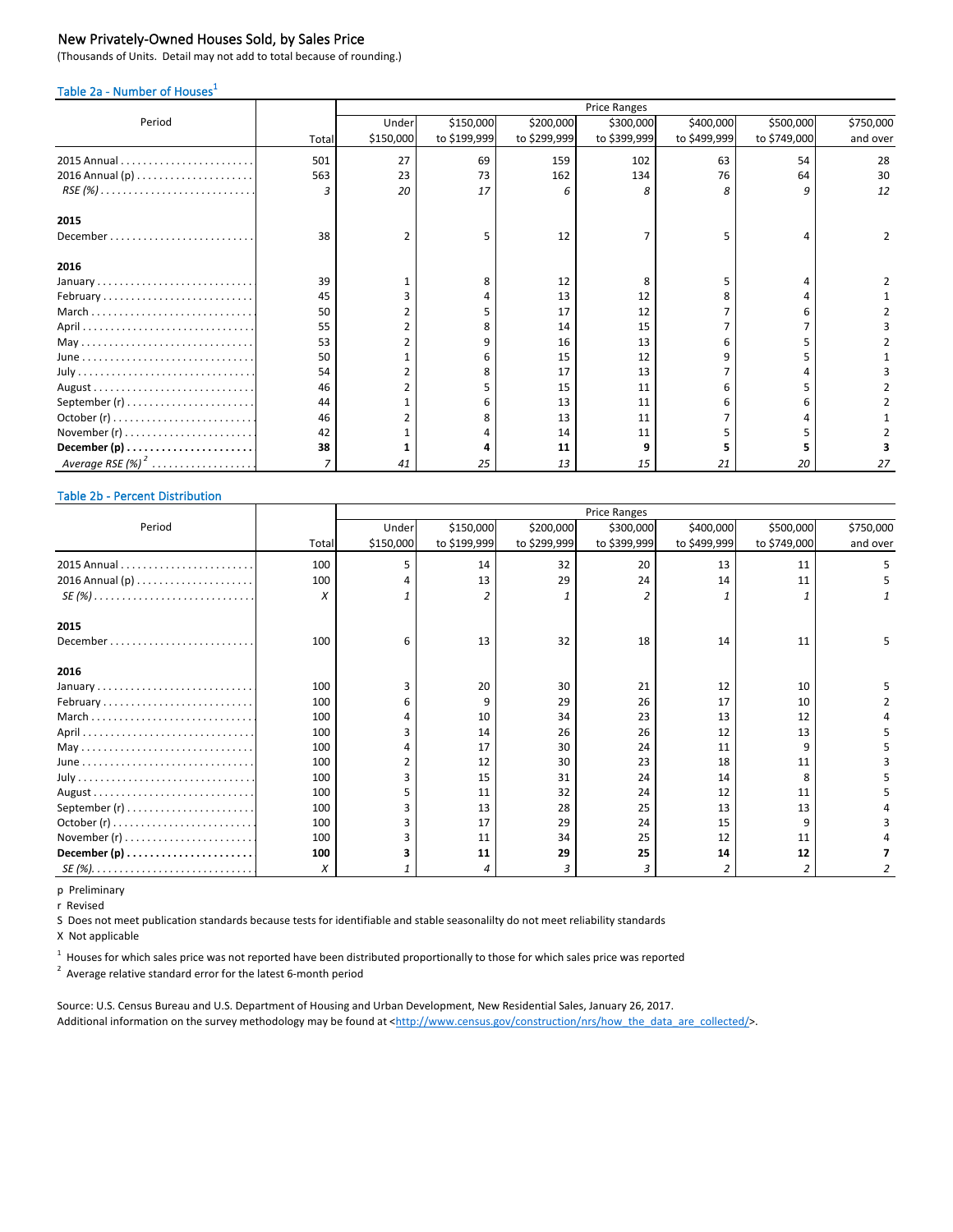## New Privately-Owned Houses Sold, by Sales Price

(Thousands of Units. Detail may not add to total because of rounding.)

### Table 2a - Number of Houses[1]

| Period | Total | Price Ranges | | | | | | |
|---|---|---|---|---|---|---|---|---|
| | | Under $150,000 | $150,000 to $199,999 | $200,000 to $299,999 | $300,000 to $399,999 | $400,000 to $499,999 | $500,000 to $749,000 | $750,000 and over |
| 2015 Annual | 501 | 27 | 69 | 159 | 102 | 63 | 54 | 28 |
| 2016 Annual (p) | 563 | 23 | 73 | 162 | 134 | 76 | 64 | 30 |
| *RSE (%)* | *3* | *20* | *17* | *6* | *8* | *8* | *9* | *12* |
| **2015** | | | | | | | | |
| December | 38 | 2 | 5 | 12 | 7 | 5 | 4 | 2 |
| **2016** | | | | | | | | |
| January | 39 | 1 | 8 | 12 | 8 | 5 | 4 | 2 |
| February | 45 | 3 | 4 | 13 | 12 | 8 | 4 | 1 |
| March | 50 | 2 | 5 | 17 | 12 | 7 | 6 | 2 |
| April | 55 | 2 | 8 | 14 | 15 | 7 | 7 | 3 |
| May | 53 | 2 | 9 | 16 | 13 | 6 | 5 | 2 |
| June | 50 | 1 | 6 | 15 | 12 | 9 | 5 | 1 |
| July | 54 | 2 | 8 | 17 | 13 | 7 | 4 | 3 |
| August | 46 | 2 | 5 | 15 | 11 | 6 | 5 | 2 |
| September (r) | 44 | 1 | 6 | 13 | 11 | 6 | 6 | 2 |
| October (r) | 46 | 2 | 8 | 13 | 11 | 7 | 4 | 1 |
| November (r) | 42 | 1 | 4 | 14 | 11 | 5 | 5 | 2 |
| **December (p)** | **38** | **1** | **4** | **11** | **9** | **5** | **5** | **3** |
| *Average RSE (%)[2]* | *7* | *41* | *25* | *13* | *15* | *21* | *20* | *27* |

### Table 2b - Percent Distribution

| Period | Total | Price Ranges | | | | | | |
|---|---|---|---|---|---|---|---|---|
| | | Under $150,000 | $150,000 to $199,999 | $200,000 to $299,999 | $300,000 to $399,999 | $400,000 to $499,999 | $500,000 to $749,000 | $750,000 and over |
| 2015 Annual | 100 | 5 | 14 | 32 | 20 | 13 | 11 | 5 |
| 2016 Annual (p) | 100 | 4 | 13 | 29 | 24 | 14 | 11 | 5 |
| *SE (%)* | *X* | *1* | *2* | *1* | *2* | *1* | *1* | *1* |
| **2015** | | | | | | | | |
| December | 100 | 6 | 13 | 32 | 18 | 14 | 11 | 5 |
| **2016** | | | | | | | | |
| January | 100 | 3 | 20 | 30 | 21 | 12 | 10 | 5 |
| February | 100 | 6 | 9 | 29 | 26 | 17 | 10 | 2 |
| March | 100 | 4 | 10 | 34 | 23 | 13 | 12 | 4 |
| April | 100 | 3 | 14 | 26 | 26 | 12 | 13 | 5 |
| May | 100 | 4 | 17 | 30 | 24 | 11 | 9 | 5 |
| June | 100 | 2 | 12 | 30 | 23 | 18 | 11 | 3 |
| July | 100 | 3 | 15 | 31 | 24 | 14 | 8 | 5 |
| August | 100 | 5 | 11 | 32 | 24 | 12 | 11 | 5 |
| September (r) | 100 | 3 | 13 | 28 | 25 | 13 | 13 | 4 |
| October (r) | 100 | 3 | 17 | 29 | 24 | 15 | 9 | 3 |
| November (r) | 100 | 3 | 11 | 34 | 25 | 12 | 11 | 4 |
| **December (p)** | **100** | **3** | **11** | **29** | **25** | **14** | **12** | **7** |
| *SE (%)* | *X* | *1* | *4* | *3* | *3* | *2* | *2* | *2* |

p Preliminary
r Revised
S Does not meet publication standards because tests for identifiable and stable seasonalilty do not meet reliability standards
X Not applicable

[1] Houses for which sales price was not reported have been distributed proportionally to those for which sales price was reported
[2] Average relative standard error for the latest 6-month period

Source: U.S. Census Bureau and U.S. Department of Housing and Urban Development, New Residential Sales, January 26, 2017.
Additional information on the survey methodology may be found at <http://www.census.gov/construction/nrs/how_the_data_are_collected/>.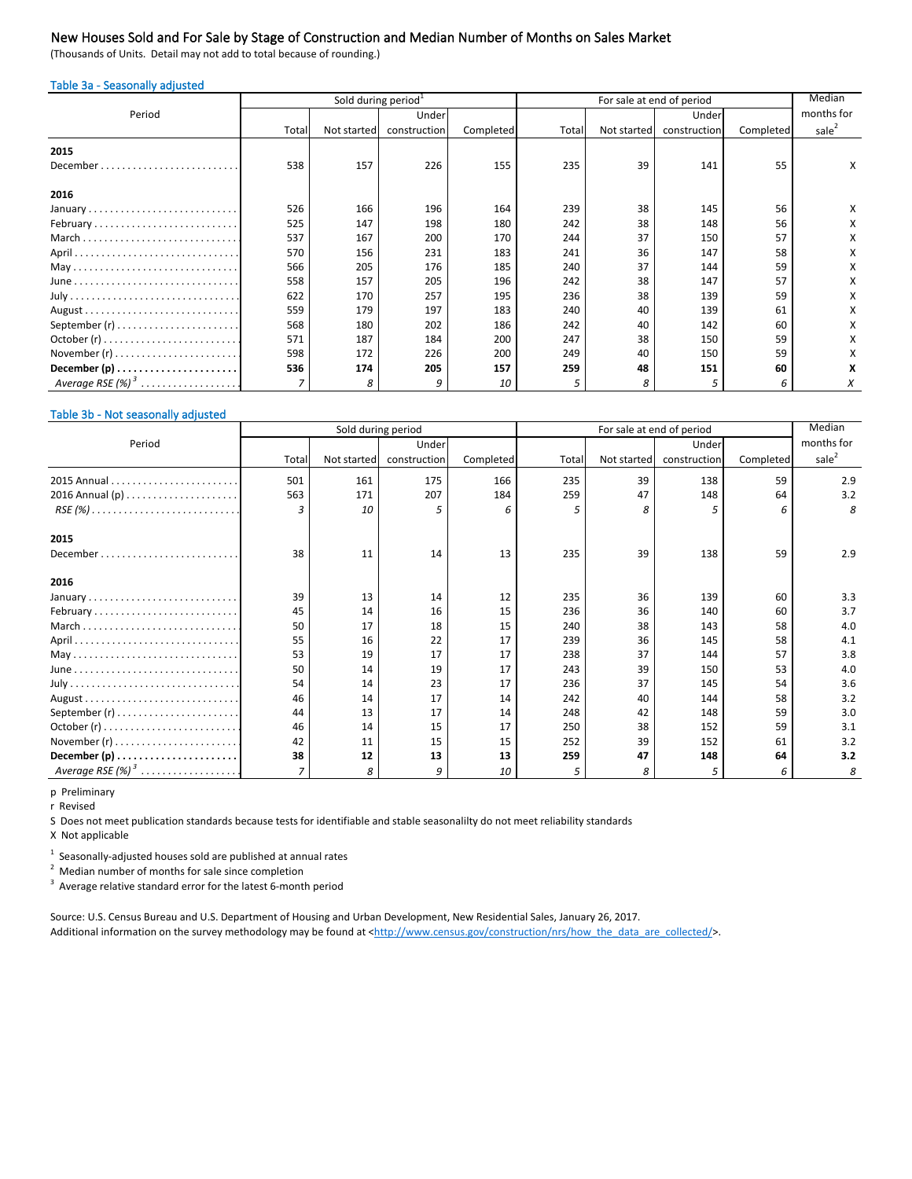# New Houses Sold and For Sale by Stage of Construction and Median Number of Months on Sales Market

(Thousands of Units. Detail may not add to total because of rounding.)

## Table 3a - Seasonally adjusted

| Period | Sold during period[1] | | | | For sale at end of period | | | | Median months for sale[2] |
|---|---|---|---|---|---|---|---|---|---|
| | Total | Not started | Under construction | Completed | Total | Not started | Under construction | Completed | |
| **2015** | | | | | | | | | |
| December | 538 | 157 | 226 | 155 | 235 | 39 | 141 | 55 | X |
| **2016** | | | | | | | | | |
| January | 526 | 166 | 196 | 164 | 239 | 38 | 145 | 56 | X |
| February | 525 | 147 | 198 | 180 | 242 | 38 | 148 | 56 | X |
| March | 537 | 167 | 200 | 170 | 244 | 37 | 150 | 57 | X |
| April | 570 | 156 | 231 | 183 | 241 | 36 | 147 | 58 | X |
| May | 566 | 205 | 176 | 185 | 240 | 37 | 144 | 59 | X |
| June | 558 | 157 | 205 | 196 | 242 | 38 | 147 | 57 | X |
| July | 622 | 170 | 257 | 195 | 236 | 38 | 139 | 59 | X |
| August | 559 | 179 | 197 | 183 | 240 | 40 | 139 | 61 | X |
| September (r) | 568 | 180 | 202 | 186 | 242 | 40 | 142 | 60 | X |
| October (r) | 571 | 187 | 184 | 200 | 247 | 38 | 150 | 59 | X |
| November (r) | 598 | 172 | 226 | 200 | 249 | 40 | 150 | 59 | X |
| **December (p)** | **536** | **174** | **205** | **157** | **259** | **48** | **151** | **60** | **X** |
| *Average RSE (%)[3]* | *7* | *8* | *9* | *10* | *5* | *8* | *5* | *6* | *X* |

## Table 3b - Not seasonally adjusted

| Period | Sold during period | | | | For sale at end of period | | | | Median months for sale[2] |
|---|---|---|---|---|---|---|---|---|---|
| | Total | Not started | Under construction | Completed | Total | Not started | Under construction | Completed | |
| 2015 Annual | 501 | 161 | 175 | 166 | 235 | 39 | 138 | 59 | 2.9 |
| 2016 Annual (p) | 563 | 171 | 207 | 184 | 259 | 47 | 148 | 64 | 3.2 |
| *RSE (%)* | *3* | *10* | *5* | *6* | *5* | *8* | *5* | *6* | *8* |
| **2015** | | | | | | | | | |
| December | 38 | 11 | 14 | 13 | 235 | 39 | 138 | 59 | 2.9 |
| **2016** | | | | | | | | | |
| January | 39 | 13 | 14 | 12 | 235 | 36 | 139 | 60 | 3.3 |
| February | 45 | 14 | 16 | 15 | 236 | 36 | 140 | 60 | 3.7 |
| March | 50 | 17 | 18 | 15 | 240 | 38 | 143 | 58 | 4.0 |
| April | 55 | 16 | 22 | 17 | 239 | 36 | 145 | 58 | 4.1 |
| May | 53 | 19 | 17 | 17 | 238 | 37 | 144 | 57 | 3.8 |
| June | 50 | 14 | 19 | 17 | 243 | 39 | 150 | 53 | 4.0 |
| July | 54 | 14 | 23 | 17 | 236 | 37 | 145 | 54 | 3.6 |
| August | 46 | 14 | 17 | 14 | 242 | 40 | 144 | 58 | 3.2 |
| September (r) | 44 | 13 | 17 | 14 | 248 | 42 | 148 | 59 | 3.0 |
| October (r) | 46 | 14 | 15 | 17 | 250 | 38 | 152 | 59 | 3.1 |
| November (r) | 42 | 11 | 15 | 15 | 252 | 39 | 152 | 61 | 3.2 |
| **December (p)** | **38** | **12** | **13** | **13** | **259** | **47** | **148** | **64** | **3.2** |
| *Average RSE (%)[3]* | *7* | *8* | *9* | *10* | *5* | *8* | *5* | *6* | *8* |

p Preliminary
r Revised
S Does not meet publication standards because tests for identifiable and stable seasonalilty do not meet reliability standards
X Not applicable

[1] Seasonally-adjusted houses sold are published at annual rates
[2] Median number of months for sale since completion
[3] Average relative standard error for the latest 6-month period

Source: U.S. Census Bureau and U.S. Department of Housing and Urban Development, New Residential Sales, January 26, 2017.
Additional information on the survey methodology may be found at <http://www.census.gov/construction/nrs/how_the_data_are_collected/>.